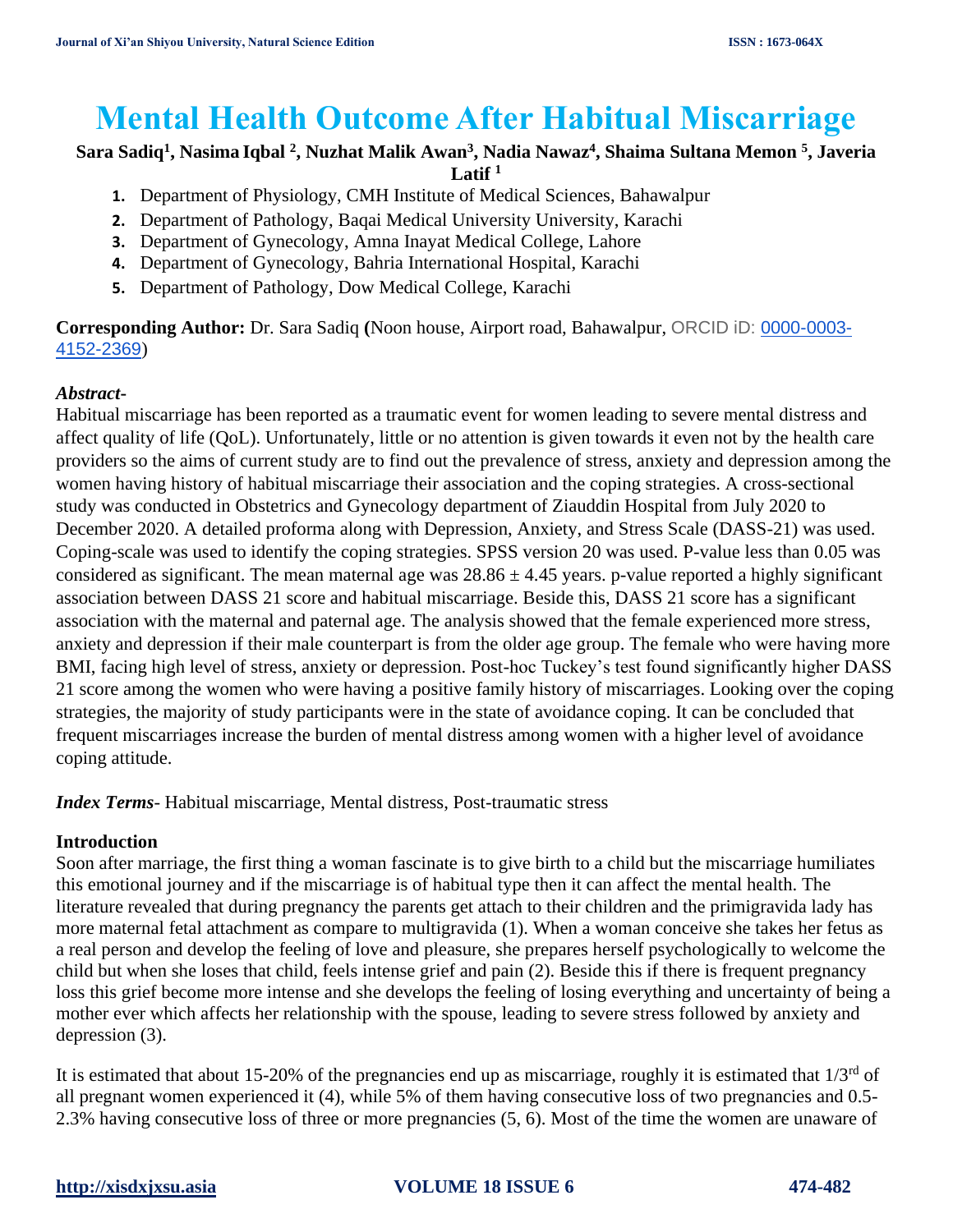# Mental Health Outcome After Habitual Miscarriage

**Sara Sadiq[1], Nasima Iqbal [2], Nuzhat Malik Awan[3], Nadia Nawaz[4], Shaima Sultana Memon [5], Javeria Latif [1]**

1. Department of Physiology, CMH Institute of Medical Sciences, Bahawalpur
2. Department of Pathology, Baqai Medical University University, Karachi
3. Department of Gynecology, Amna Inayat Medical College, Lahore
4. Department of Gynecology, Bahria International Hospital, Karachi
5. Department of Pathology, Dow Medical College, Karachi

**Corresponding Author:** Dr. Sara Sadiq **(**Noon house, Airport road, Bahawalpur, ORCID iD: 0000-0003-4152-2369)

***Abstract-***
Habitual miscarriage has been reported as a traumatic event for women leading to severe mental distress and affect quality of life (QoL). Unfortunately, little or no attention is given towards it even not by the health care providers so the aims of current study are to find out the prevalence of stress, anxiety and depression among the women having history of habitual miscarriage their association and the coping strategies. A cross-sectional study was conducted in Obstetrics and Gynecology department of Ziauddin Hospital from July 2020 to December 2020. A detailed proforma along with Depression, Anxiety, and Stress Scale (DASS-21) was used. Coping-scale was used to identify the coping strategies. SPSS version 20 was used. P-value less than 0.05 was considered as significant. The mean maternal age was $28.86 \pm 4.45$ years. p-value reported a highly significant association between DASS 21 score and habitual miscarriage. Beside this, DASS 21 score has a significant association with the maternal and paternal age. The analysis showed that the female experienced more stress, anxiety and depression if their male counterpart is from the older age group. The female who were having more BMI, facing high level of stress, anxiety or depression. Post-hoc Tuckey's test found significantly higher DASS 21 score among the women who were having a positive family history of miscarriages. Looking over the coping strategies, the majority of study participants were in the state of avoidance coping. It can be concluded that frequent miscarriages increase the burden of mental distress among women with a higher level of avoidance coping attitude.

***Index Terms***- Habitual miscarriage, Mental distress, Post-traumatic stress

## Introduction

Soon after marriage, the first thing a woman fascinate is to give birth to a child but the miscarriage humiliates this emotional journey and if the miscarriage is of habitual type then it can affect the mental health. The literature revealed that during pregnancy the parents get attach to their children and the primigravida lady has more maternal fetal attachment as compare to multigravida (1). When a woman conceive she takes her fetus as a real person and develop the feeling of love and pleasure, she prepares herself psychologically to welcome the child but when she loses that child, feels intense grief and pain (2). Beside this if there is frequent pregnancy loss this grief become more intense and she develops the feeling of losing everything and uncertainty of being a mother ever which affects her relationship with the spouse, leading to severe stress followed by anxiety and depression (3).

It is estimated that about 15-20% of the pregnancies end up as miscarriage, roughly it is estimated that 1/3rd of all pregnant women experienced it (4), while 5% of them having consecutive loss of two pregnancies and 0.5-2.3% having consecutive loss of three or more pregnancies (5, 6). Most of the time the women are unaware of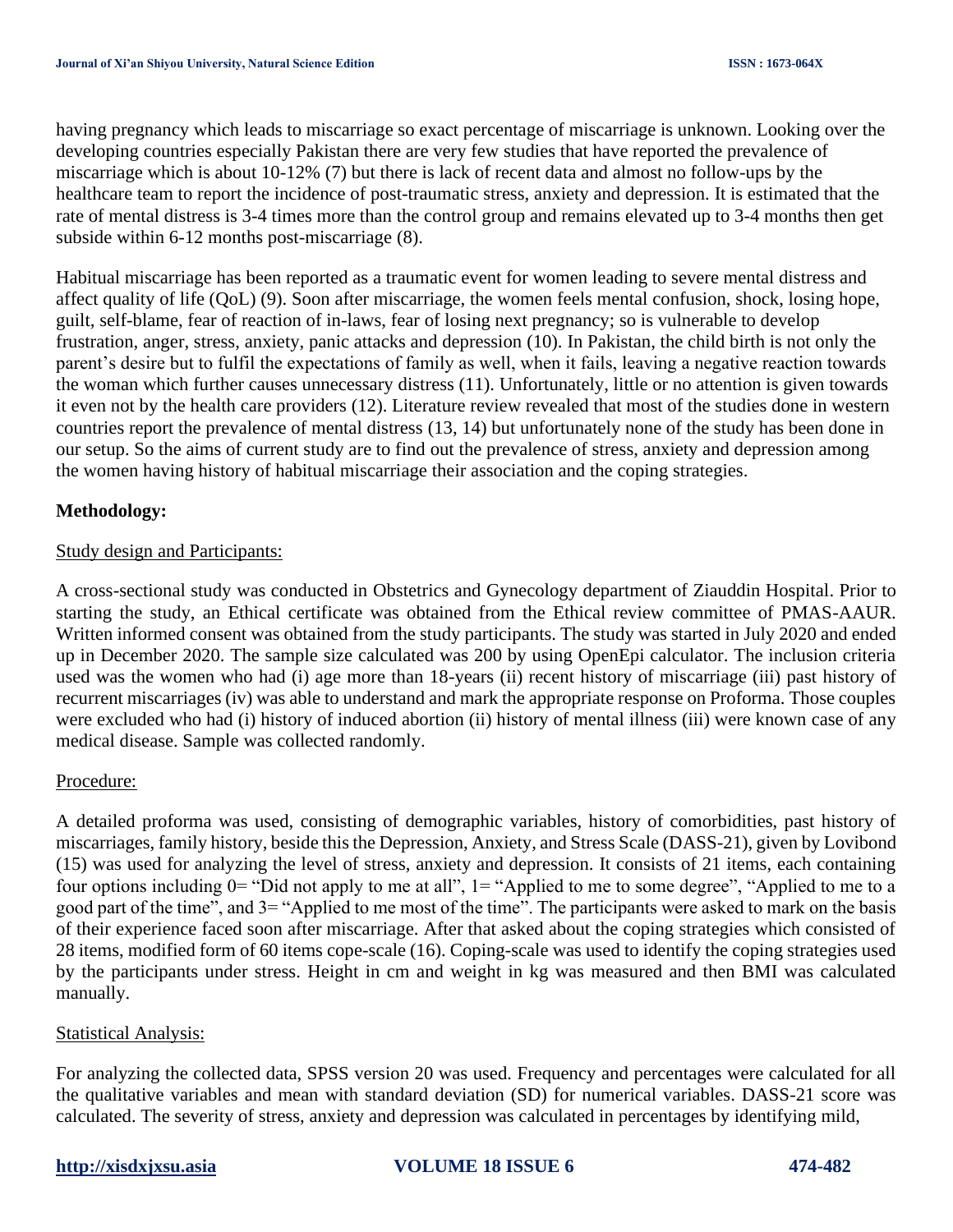having pregnancy which leads to miscarriage so exact percentage of miscarriage is unknown. Looking over the developing countries especially Pakistan there are very few studies that have reported the prevalence of miscarriage which is about 10-12% (7) but there is lack of recent data and almost no follow-ups by the healthcare team to report the incidence of post-traumatic stress, anxiety and depression. It is estimated that the rate of mental distress is 3-4 times more than the control group and remains elevated up to 3-4 months then get subside within 6-12 months post-miscarriage (8).

Habitual miscarriage has been reported as a traumatic event for women leading to severe mental distress and affect quality of life (QoL) (9). Soon after miscarriage, the women feels mental confusion, shock, losing hope, guilt, self-blame, fear of reaction of in-laws, fear of losing next pregnancy; so is vulnerable to develop frustration, anger, stress, anxiety, panic attacks and depression (10). In Pakistan, the child birth is not only the parent's desire but to fulfil the expectations of family as well, when it fails, leaving a negative reaction towards the woman which further causes unnecessary distress (11). Unfortunately, little or no attention is given towards it even not by the health care providers (12). Literature review revealed that most of the studies done in western countries report the prevalence of mental distress (13, 14) but unfortunately none of the study has been done in our setup. So the aims of current study are to find out the prevalence of stress, anxiety and depression among the women having history of habitual miscarriage their association and the coping strategies.

## Methodology:

### Study design and Participants:

A cross-sectional study was conducted in Obstetrics and Gynecology department of Ziauddin Hospital. Prior to starting the study, an Ethical certificate was obtained from the Ethical review committee of PMAS-AAUR. Written informed consent was obtained from the study participants. The study was started in July 2020 and ended up in December 2020. The sample size calculated was 200 by using OpenEpi calculator. The inclusion criteria used was the women who had (i) age more than 18-years (ii) recent history of miscarriage (iii) past history of recurrent miscarriages (iv) was able to understand and mark the appropriate response on Proforma. Those couples were excluded who had (i) history of induced abortion (ii) history of mental illness (iii) were known case of any medical disease. Sample was collected randomly.

### Procedure:

A detailed proforma was used, consisting of demographic variables, history of comorbidities, past history of miscarriages, family history, beside this the Depression, Anxiety, and Stress Scale (DASS-21), given by Lovibond (15) was used for analyzing the level of stress, anxiety and depression. It consists of 21 items, each containing four options including 0= "Did not apply to me at all", 1= "Applied to me to some degree", "Applied to me to a good part of the time", and 3= "Applied to me most of the time". The participants were asked to mark on the basis of their experience faced soon after miscarriage. After that asked about the coping strategies which consisted of 28 items, modified form of 60 items cope-scale (16). Coping-scale was used to identify the coping strategies used by the participants under stress. Height in cm and weight in kg was measured and then BMI was calculated manually.

### Statistical Analysis:

For analyzing the collected data, SPSS version 20 was used. Frequency and percentages were calculated for all the qualitative variables and mean with standard deviation (SD) for numerical variables. DASS-21 score was calculated. The severity of stress, anxiety and depression was calculated in percentages by identifying mild,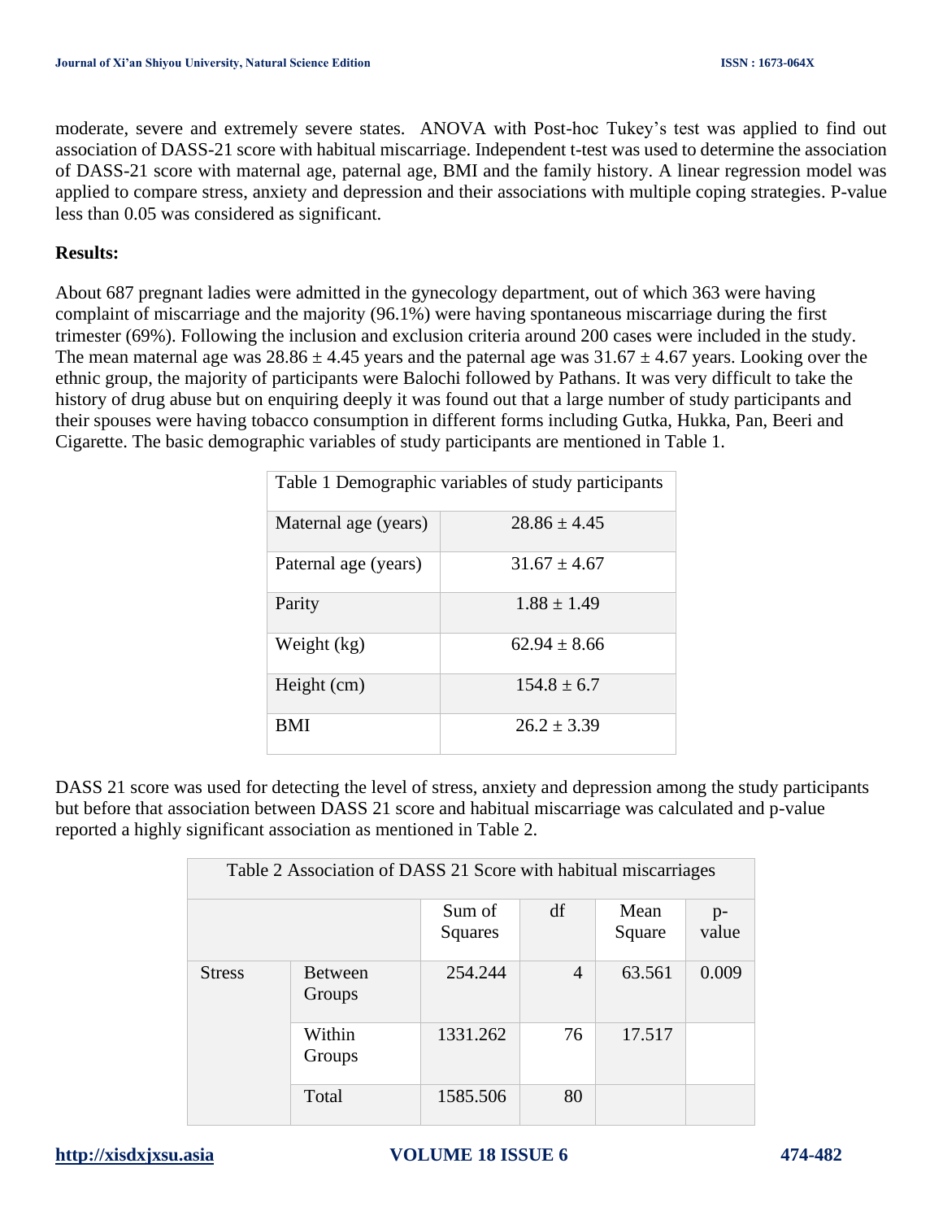moderate, severe and extremely severe states. ANOVA with Post-hoc Tukey's test was applied to find out association of DASS-21 score with habitual miscarriage. Independent t-test was used to determine the association of DASS-21 score with maternal age, paternal age, BMI and the family history. A linear regression model was applied to compare stress, anxiety and depression and their associations with multiple coping strategies. P-value less than 0.05 was considered as significant.

**Results:**

About 687 pregnant ladies were admitted in the gynecology department, out of which 363 were having complaint of miscarriage and the majority (96.1%) were having spontaneous miscarriage during the first trimester (69%). Following the inclusion and exclusion criteria around 200 cases were included in the study. The mean maternal age was 28.86 ± 4.45 years and the paternal age was 31.67 ± 4.67 years. Looking over the ethnic group, the majority of participants were Balochi followed by Pathans. It was very difficult to take the history of drug abuse but on enquiring deeply it was found out that a large number of study participants and their spouses were having tobacco consumption in different forms including Gutka, Hukka, Pan, Beeri and Cigarette. The basic demographic variables of study participants are mentioned in Table 1.

Table 1 Demographic variables of study participants

| Variable | Value |
|---|---|
| Maternal age (years) | 28.86 ± 4.45 |
| Paternal age (years) | 31.67 ± 4.67 |
| Parity | 1.88 ± 1.49 |
| Weight (kg) | 62.94 ± 8.66 |
| Height (cm) | 154.8 ± 6.7 |
| BMI | 26.2 ± 3.39 |

DASS 21 score was used for detecting the level of stress, anxiety and depression among the study participants but before that association between DASS 21 score and habitual miscarriage was calculated and p-value reported a highly significant association as mentioned in Table 2.

Table 2 Association of DASS 21 Score with habitual miscarriages

| | | Sum of Squares | df | Mean Square | p-value |
|---|---|---|---|---|---|
| Stress | Between Groups | 254.244 | 4 | 63.561 | 0.009 |
| | Within Groups | 1331.262 | 76 | 17.517 | |
| | Total | 1585.506 | 80 | | |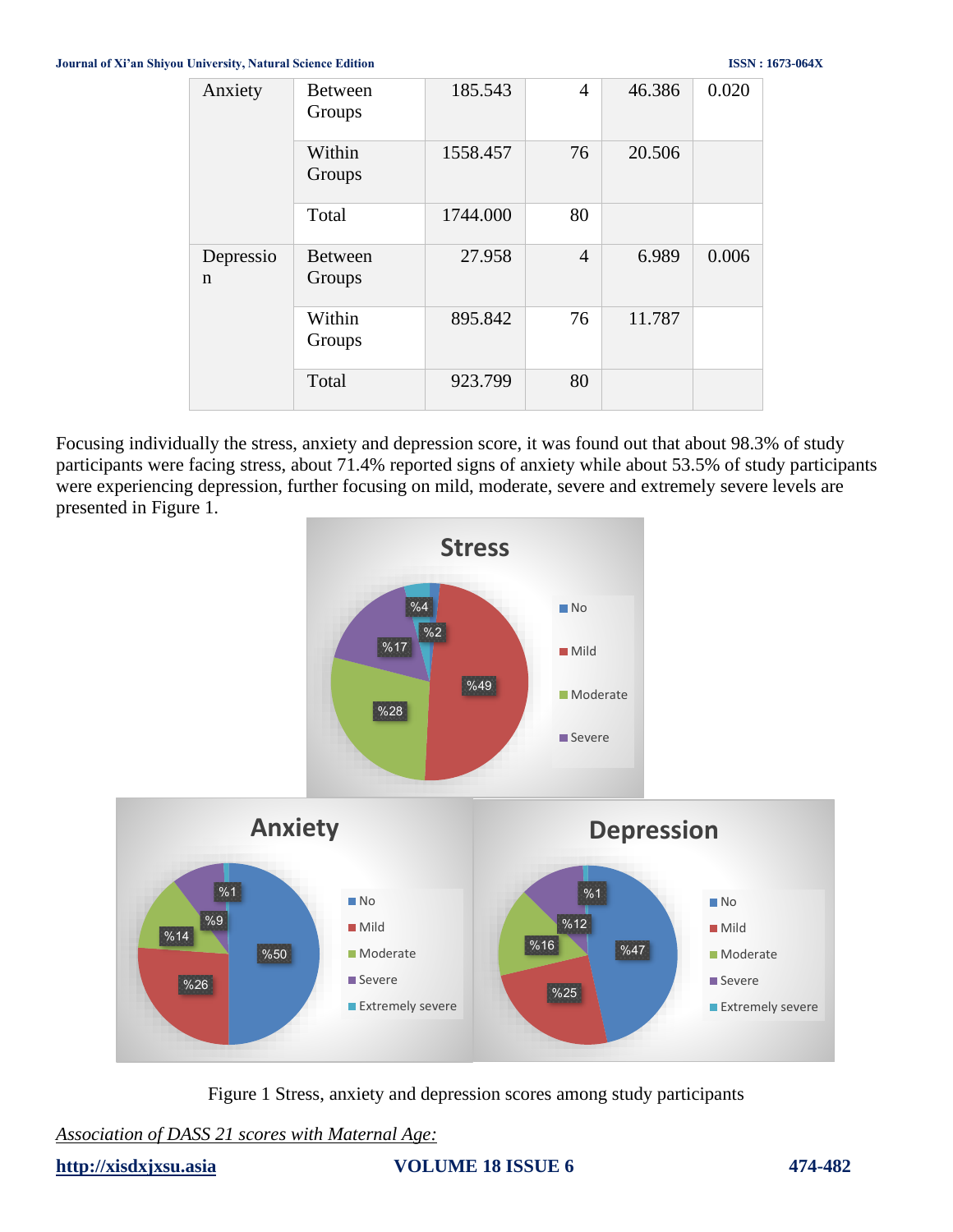| | | | | | |
|---|---|---|---|---|---|
| Anxiety | Between Groups | 185.543 | 4 | 46.386 | 0.020 |
| | Within Groups | 1558.457 | 76 | 20.506 | |
| | Total | 1744.000 | 80 | | |
| Depression | Between Groups | 27.958 | 4 | 6.989 | 0.006 |
| | Within Groups | 895.842 | 76 | 11.787 | |
| | Total | 923.799 | 80 | | |

Focusing individually the stress, anxiety and depression score, it was found out that about 98.3% of study participants were facing stress, about 71.4% reported signs of anxiety while about 53.5% of study participants were experiencing depression, further focusing on mild, moderate, severe and extremely severe levels are presented in Figure 1.

Figure 1 Stress, anxiety and depression scores among study participants

*Association of DASS 21 scores with Maternal Age:*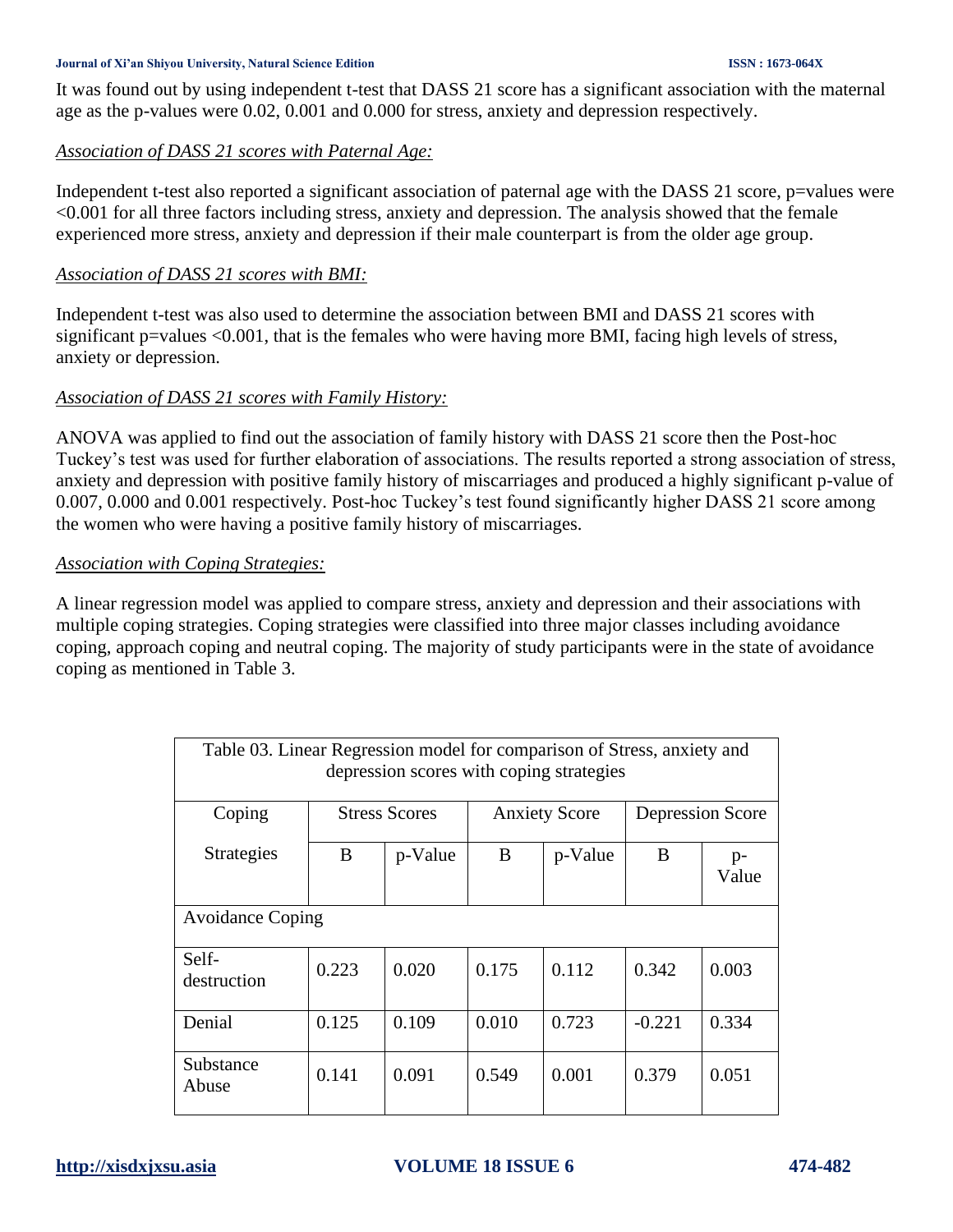It was found out by using independent t-test that DASS 21 score has a significant association with the maternal age as the p-values were 0.02, 0.001 and 0.000 for stress, anxiety and depression respectively.

*Association of DASS 21 scores with Paternal Age:*

Independent t-test also reported a significant association of paternal age with the DASS 21 score, p=values were <0.001 for all three factors including stress, anxiety and depression. The analysis showed that the female experienced more stress, anxiety and depression if their male counterpart is from the older age group.

*Association of DASS 21 scores with BMI:*

Independent t-test was also used to determine the association between BMI and DASS 21 scores with significant p=values <0.001, that is the females who were having more BMI, facing high levels of stress, anxiety or depression.

*Association of DASS 21 scores with Family History:*

ANOVA was applied to find out the association of family history with DASS 21 score then the Post-hoc Tuckey's test was used for further elaboration of associations. The results reported a strong association of stress, anxiety and depression with positive family history of miscarriages and produced a highly significant p-value of 0.007, 0.000 and 0.001 respectively. Post-hoc Tuckey's test found significantly higher DASS 21 score among the women who were having a positive family history of miscarriages.

*Association with Coping Strategies:*

A linear regression model was applied to compare stress, anxiety and depression and their associations with multiple coping strategies. Coping strategies were classified into three major classes including avoidance coping, approach coping and neutral coping. The majority of study participants were in the state of avoidance coping as mentioned in Table 3.

Table 03. Linear Regression model for comparison of Stress, anxiety and depression scores with coping strategies

| Coping Strategies | Stress Scores | | Anxiety Score | | Depression Score | |
|---|---|---|---|---|---|---|
| | B | p-Value | B | p-Value | B | p-Value |
| Avoidance Coping | | | | | | |
| Self-destruction | 0.223 | 0.020 | 0.175 | 0.112 | 0.342 | 0.003 |
| Denial | 0.125 | 0.109 | 0.010 | 0.723 | -0.221 | 0.334 |
| Substance Abuse | 0.141 | 0.091 | 0.549 | 0.001 | 0.379 | 0.051 |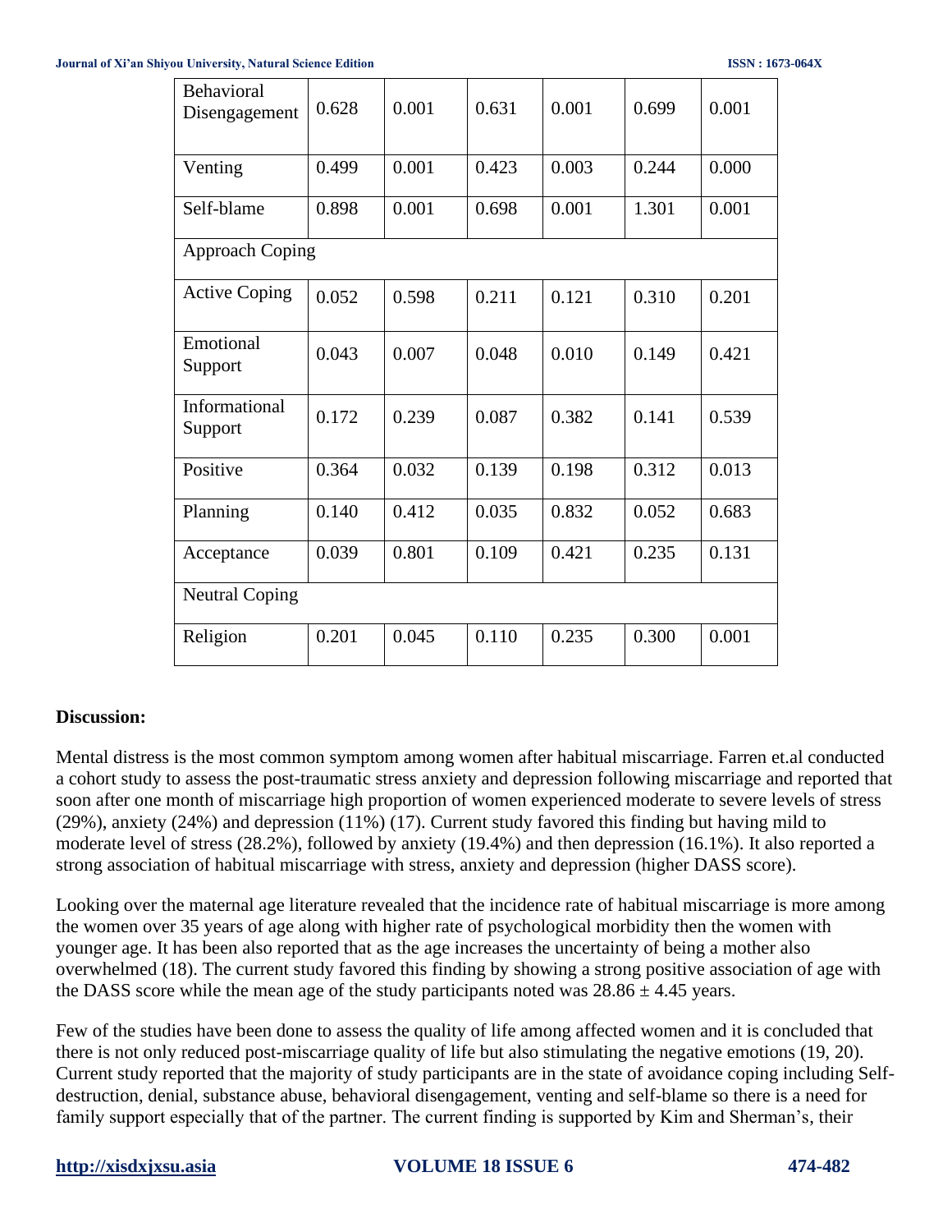| | | | | | | |
|---|---|---|---|---|---|---|
| Behavioral Disengagement | 0.628 | 0.001 | 0.631 | 0.001 | 0.699 | 0.001 |
| Venting | 0.499 | 0.001 | 0.423 | 0.003 | 0.244 | 0.000 |
| Self-blame | 0.898 | 0.001 | 0.698 | 0.001 | 1.301 | 0.001 |
| Approach Coping | | | | | | |
| Active Coping | 0.052 | 0.598 | 0.211 | 0.121 | 0.310 | 0.201 |
| Emotional Support | 0.043 | 0.007 | 0.048 | 0.010 | 0.149 | 0.421 |
| Informational Support | 0.172 | 0.239 | 0.087 | 0.382 | 0.141 | 0.539 |
| Positive | 0.364 | 0.032 | 0.139 | 0.198 | 0.312 | 0.013 |
| Planning | 0.140 | 0.412 | 0.035 | 0.832 | 0.052 | 0.683 |
| Acceptance | 0.039 | 0.801 | 0.109 | 0.421 | 0.235 | 0.131 |
| Neutral Coping | | | | | | |
| Religion | 0.201 | 0.045 | 0.110 | 0.235 | 0.300 | 0.001 |

**Discussion:**

Mental distress is the most common symptom among women after habitual miscarriage. Farren et.al conducted a cohort study to assess the post-traumatic stress anxiety and depression following miscarriage and reported that soon after one month of miscarriage high proportion of women experienced moderate to severe levels of stress (29%), anxiety (24%) and depression (11%) (17). Current study favored this finding but having mild to moderate level of stress (28.2%), followed by anxiety (19.4%) and then depression (16.1%). It also reported a strong association of habitual miscarriage with stress, anxiety and depression (higher DASS score).

Looking over the maternal age literature revealed that the incidence rate of habitual miscarriage is more among the women over 35 years of age along with higher rate of psychological morbidity then the women with younger age. It has been also reported that as the age increases the uncertainty of being a mother also overwhelmed (18). The current study favored this finding by showing a strong positive association of age with the DASS score while the mean age of the study participants noted was $28.86 \pm 4.45$ years.

Few of the studies have been done to assess the quality of life among affected women and it is concluded that there is not only reduced post-miscarriage quality of life but also stimulating the negative emotions (19, 20). Current study reported that the majority of study participants are in the state of avoidance coping including Self-destruction, denial, substance abuse, behavioral disengagement, venting and self-blame so there is a need for family support especially that of the partner. The current finding is supported by Kim and Sherman's, their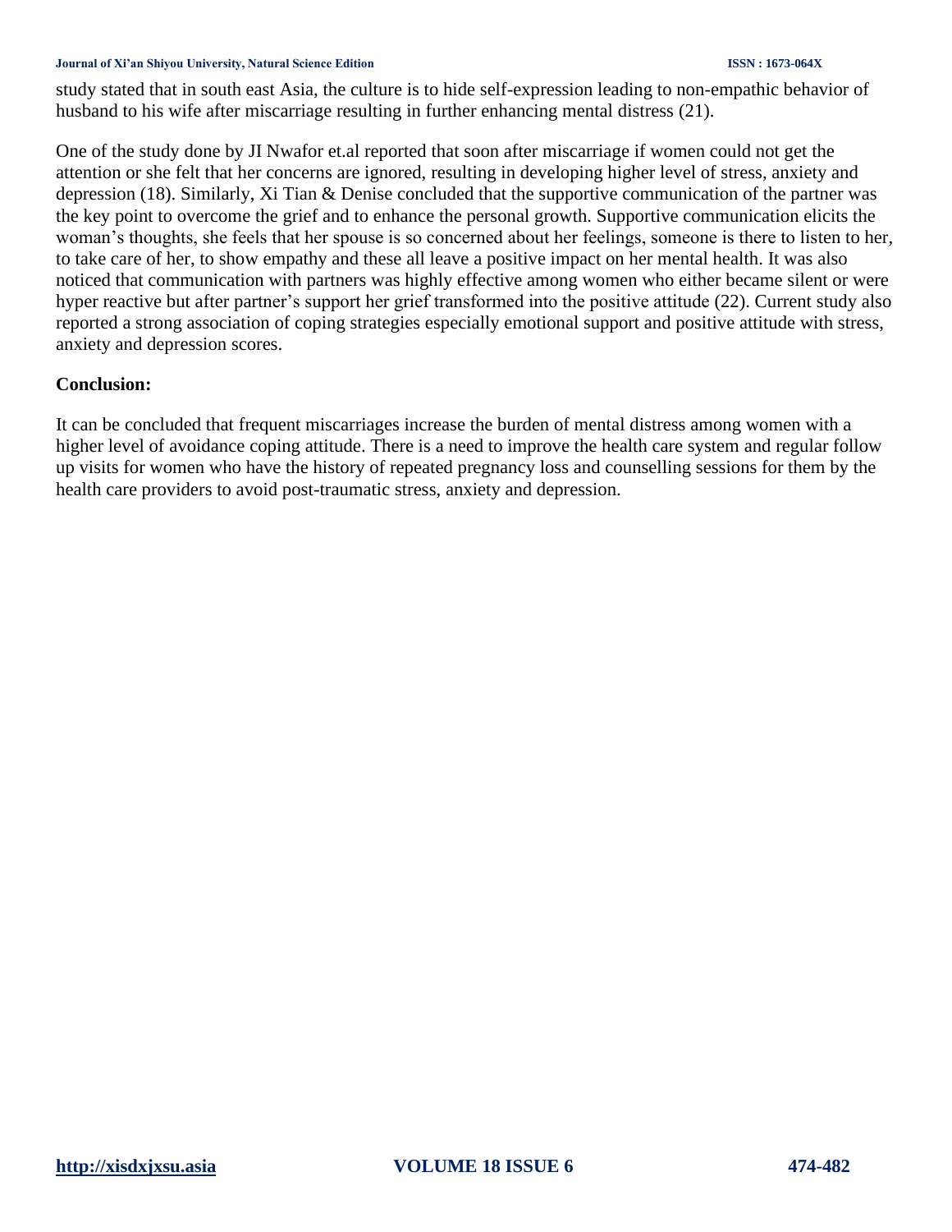study stated that in south east Asia, the culture is to hide self-expression leading to non-empathic behavior of husband to his wife after miscarriage resulting in further enhancing mental distress (21).

One of the study done by JI Nwafor et.al reported that soon after miscarriage if women could not get the attention or she felt that her concerns are ignored, resulting in developing higher level of stress, anxiety and depression (18). Similarly, Xi Tian & Denise concluded that the supportive communication of the partner was the key point to overcome the grief and to enhance the personal growth. Supportive communication elicits the woman's thoughts, she feels that her spouse is so concerned about her feelings, someone is there to listen to her, to take care of her, to show empathy and these all leave a positive impact on her mental health. It was also noticed that communication with partners was highly effective among women who either became silent or were hyper reactive but after partner's support her grief transformed into the positive attitude (22). Current study also reported a strong association of coping strategies especially emotional support and positive attitude with stress, anxiety and depression scores.

## Conclusion:

It can be concluded that frequent miscarriages increase the burden of mental distress among women with a higher level of avoidance coping attitude. There is a need to improve the health care system and regular follow up visits for women who have the history of repeated pregnancy loss and counselling sessions for them by the health care providers to avoid post-traumatic stress, anxiety and depression.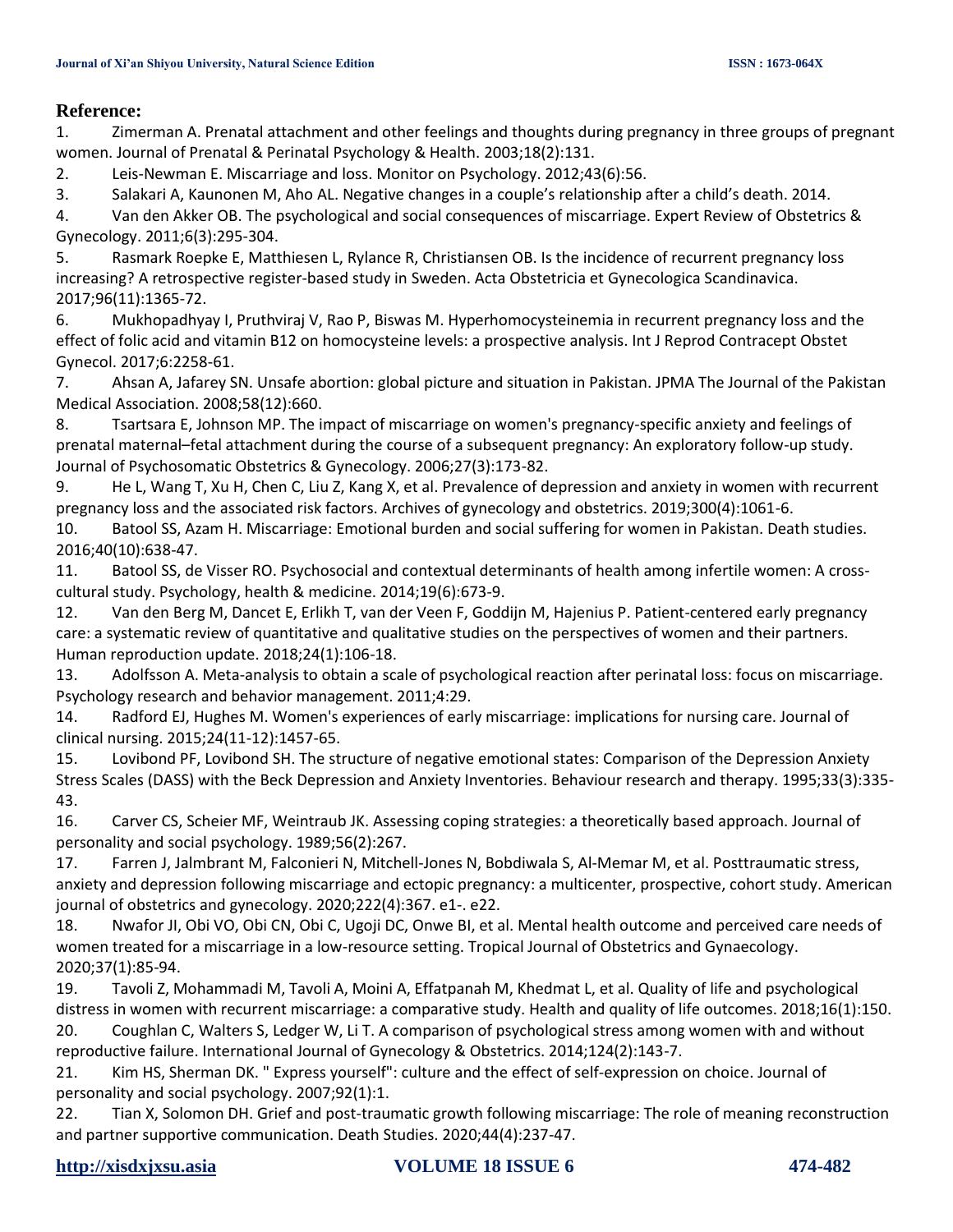## Reference:

1. Zimerman A. Prenatal attachment and other feelings and thoughts during pregnancy in three groups of pregnant women. Journal of Prenatal & Perinatal Psychology & Health. 2003;18(2):131.
2. Leis-Newman E. Miscarriage and loss. Monitor on Psychology. 2012;43(6):56.
3. Salakari A, Kaunonen M, Aho AL. Negative changes in a couple's relationship after a child's death. 2014.
4. Van den Akker OB. The psychological and social consequences of miscarriage. Expert Review of Obstetrics & Gynecology. 2011;6(3):295-304.
5. Rasmark Roepke E, Matthiesen L, Rylance R, Christiansen OB. Is the incidence of recurrent pregnancy loss increasing? A retrospective register-based study in Sweden. Acta Obstetricia et Gynecologica Scandinavica. 2017;96(11):1365-72.
6. Mukhopadhyay I, Pruthviraj V, Rao P, Biswas M. Hyperhomocysteinemia in recurrent pregnancy loss and the effect of folic acid and vitamin B12 on homocysteine levels: a prospective analysis. Int J Reprod Contracept Obstet Gynecol. 2017;6:2258-61.
7. Ahsan A, Jafarey SN. Unsafe abortion: global picture and situation in Pakistan. JPMA The Journal of the Pakistan Medical Association. 2008;58(12):660.
8. Tsartsara E, Johnson MP. The impact of miscarriage on women's pregnancy-specific anxiety and feelings of prenatal maternal–fetal attachment during the course of a subsequent pregnancy: An exploratory follow-up study. Journal of Psychosomatic Obstetrics & Gynecology. 2006;27(3):173-82.
9. He L, Wang T, Xu H, Chen C, Liu Z, Kang X, et al. Prevalence of depression and anxiety in women with recurrent pregnancy loss and the associated risk factors. Archives of gynecology and obstetrics. 2019;300(4):1061-6.
10. Batool SS, Azam H. Miscarriage: Emotional burden and social suffering for women in Pakistan. Death studies. 2016;40(10):638-47.
11. Batool SS, de Visser RO. Psychosocial and contextual determinants of health among infertile women: A cross-cultural study. Psychology, health & medicine. 2014;19(6):673-9.
12. Van den Berg M, Dancet E, Erlikh T, van der Veen F, Goddijn M, Hajenius P. Patient-centered early pregnancy care: a systematic review of quantitative and qualitative studies on the perspectives of women and their partners. Human reproduction update. 2018;24(1):106-18.
13. Adolfsson A. Meta-analysis to obtain a scale of psychological reaction after perinatal loss: focus on miscarriage. Psychology research and behavior management. 2011;4:29.
14. Radford EJ, Hughes M. Women's experiences of early miscarriage: implications for nursing care. Journal of clinical nursing. 2015;24(11-12):1457-65.
15. Lovibond PF, Lovibond SH. The structure of negative emotional states: Comparison of the Depression Anxiety Stress Scales (DASS) with the Beck Depression and Anxiety Inventories. Behaviour research and therapy. 1995;33(3):335-43.
16. Carver CS, Scheier MF, Weintraub JK. Assessing coping strategies: a theoretically based approach. Journal of personality and social psychology. 1989;56(2):267.
17. Farren J, Jalmbrant M, Falconieri N, Mitchell-Jones N, Bobdiwala S, Al-Memar M, et al. Posttraumatic stress, anxiety and depression following miscarriage and ectopic pregnancy: a multicenter, prospective, cohort study. American journal of obstetrics and gynecology. 2020;222(4):367. e1-. e22.
18. Nwafor JI, Obi VO, Obi CN, Obi C, Ugoji DC, Onwe BI, et al. Mental health outcome and perceived care needs of women treated for a miscarriage in a low-resource setting. Tropical Journal of Obstetrics and Gynaecology. 2020;37(1):85-94.
19. Tavoli Z, Mohammadi M, Tavoli A, Moini A, Effatpanah M, Khedmat L, et al. Quality of life and psychological distress in women with recurrent miscarriage: a comparative study. Health and quality of life outcomes. 2018;16(1):150.
20. Coughlan C, Walters S, Ledger W, Li T. A comparison of psychological stress among women with and without reproductive failure. International Journal of Gynecology & Obstetrics. 2014;124(2):143-7.
21. Kim HS, Sherman DK. " Express yourself": culture and the effect of self-expression on choice. Journal of personality and social psychology. 2007;92(1):1.
22. Tian X, Solomon DH. Grief and post-traumatic growth following miscarriage: The role of meaning reconstruction and partner supportive communication. Death Studies. 2020;44(4):237-47.